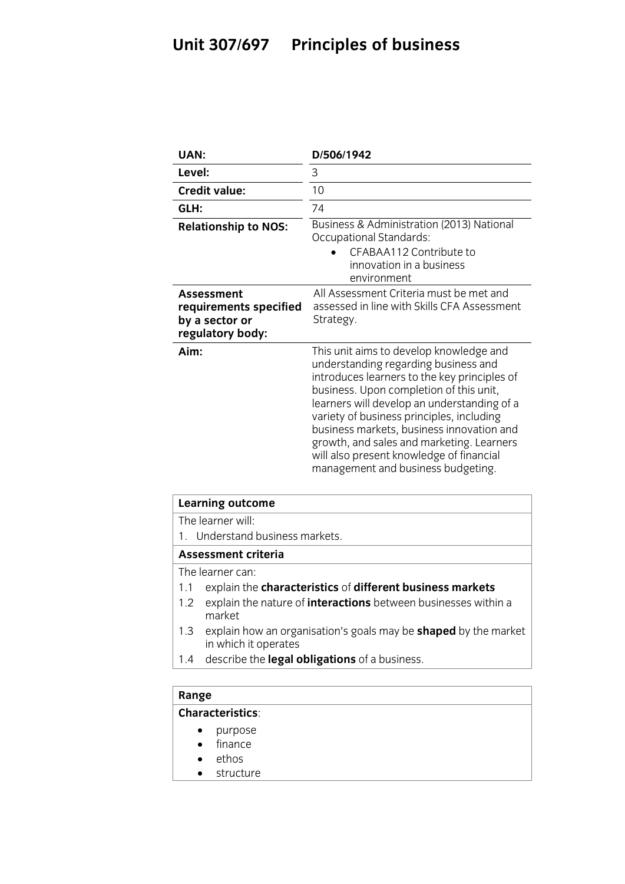# Unit 307/697 Principles of business

| | |
|---|---|
| **UAN:** | **D/506/1942** |
| **Level:** | 3 |
| **Credit value:** | 10 |
| **GLH:** | 74 |
| **Relationship to NOS:** | Business & Administration (2013) National Occupational Standards:<br>• CFABAA112 Contribute to innovation in a business environment |
| **Assessment requirements specified by a sector or regulatory body:** | All Assessment Criteria must be met and assessed in line with Skills CFA Assessment Strategy. |
| **Aim:** | This unit aims to develop knowledge and understanding regarding business and introduces learners to the key principles of business. Upon completion of this unit, learners will develop an understanding of a variety of business principles, including business markets, business innovation and growth, and sales and marketing. Learners will also present knowledge of financial management and business budgeting. |

| **Learning outcome** |
|---|
| The learner will: |
| 1. Understand business markets. |
| **Assessment criteria** |
| The learner can: |
| 1.1 explain the **characteristics** of **different business markets** |
| 1.2 explain the nature of **interactions** between businesses within a market |
| 1.3 explain how an organisation's goals may be **shaped** by the market in which it operates |
| 1.4 describe the **legal obligations** of a business. |

| **Range** |
|---|
| **Characteristics**: |
| • purpose<br>• finance<br>• ethos<br>• structure |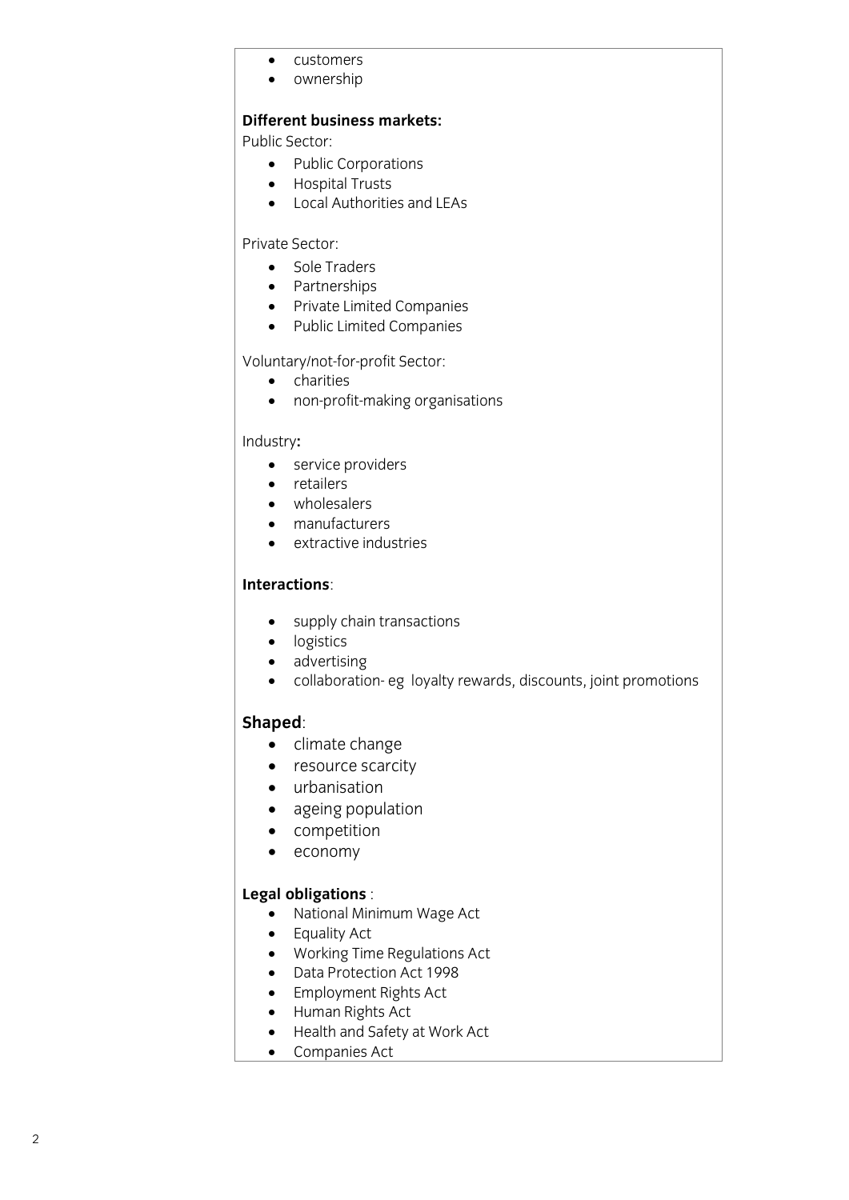- customers
- ownership

**Different business markets:**

Public Sector:

- Public Corporations
- Hospital Trusts
- Local Authorities and LEAs

Private Sector:

- Sole Traders
- Partnerships
- Private Limited Companies
- Public Limited Companies

Voluntary/not-for-profit Sector:

- charities
- non-profit-making organisations

Industry**:**

- service providers
- retailers
- wholesalers
- manufacturers
- extractive industries

**Interactions**:

- supply chain transactions
- logistics
- advertising
- collaboration- eg loyalty rewards, discounts, joint promotions

**Shaped**:

- climate change
- resource scarcity
- urbanisation
- ageing population
- competition
- economy

**Legal obligations** :

- National Minimum Wage Act
- Equality Act
- Working Time Regulations Act
- Data Protection Act 1998
- Employment Rights Act
- Human Rights Act
- Health and Safety at Work Act
- Companies Act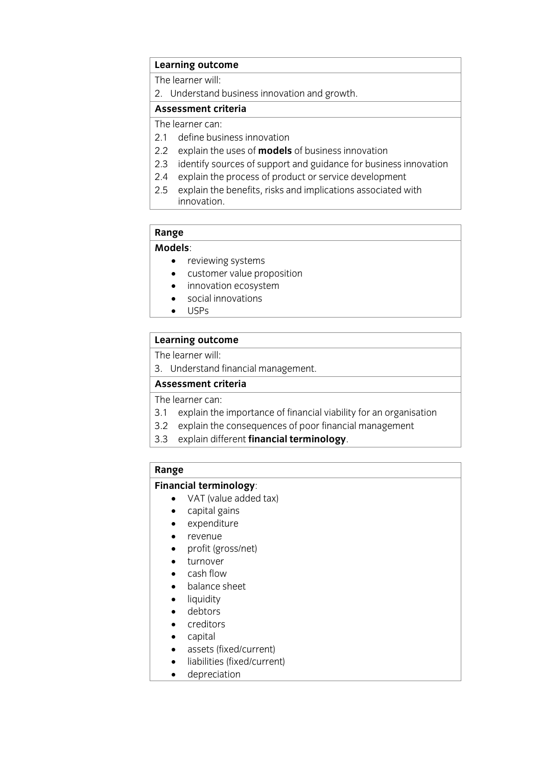| **Learning outcome** |
|---|
| The learner will: |
| 2. Understand business innovation and growth. |
| **Assessment criteria** |
| The learner can: |
| 2.1 define business innovation |
| 2.2 explain the uses of **models** of business innovation |
| 2.3 identify sources of support and guidance for business innovation |
| 2.4 explain the process of product or service development |
| 2.5 explain the benefits, risks and implications associated with innovation. |

| **Range** |
|---|
| **Models**: |
| • reviewing systems |
| • customer value proposition |
| • innovation ecosystem |
| • social innovations |
| • USPs |

| **Learning outcome** |
|---|
| The learner will: |
| 3. Understand financial management. |
| **Assessment criteria** |
| The learner can: |
| 3.1 explain the importance of financial viability for an organisation |
| 3.2 explain the consequences of poor financial management |
| 3.3 explain different **financial terminology**. |

| **Range** |
|---|
| **Financial terminology**: |
| • VAT (value added tax) |
| • capital gains |
| • expenditure |
| • revenue |
| • profit (gross/net) |
| • turnover |
| • cash flow |
| • balance sheet |
| • liquidity |
| • debtors |
| • creditors |
| • capital |
| • assets (fixed/current) |
| • liabilities (fixed/current) |
| • depreciation |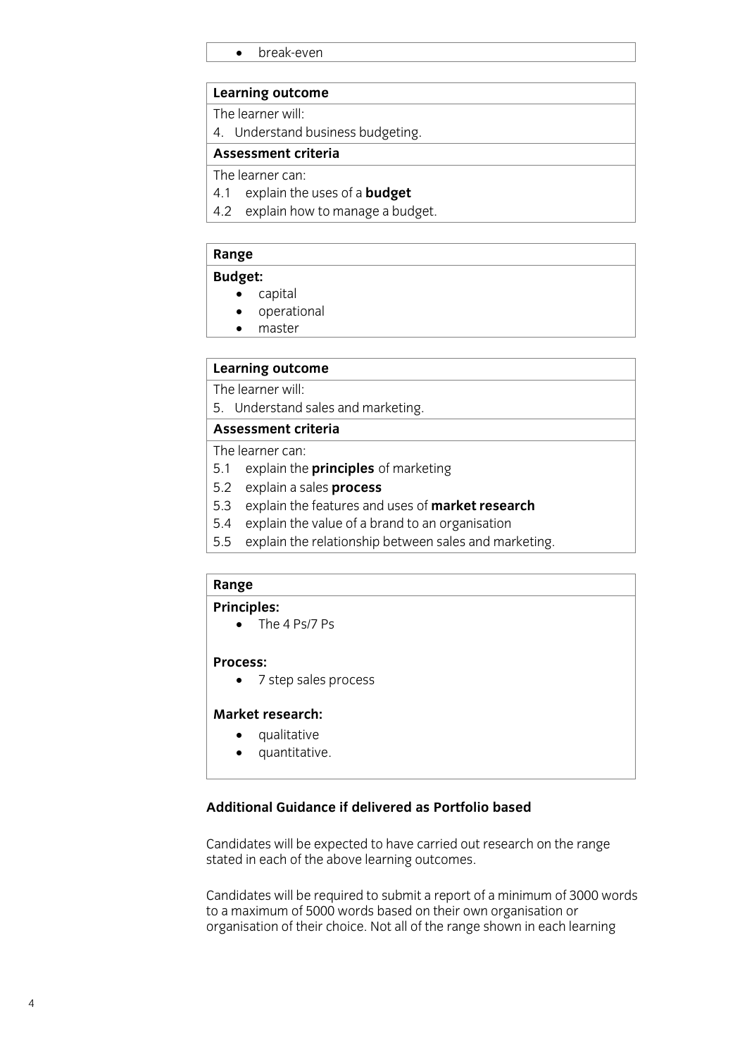- break-even

| **Learning outcome** |
|---|
| The learner will: |
| 4. Understand business budgeting. |
| **Assessment criteria** |
| The learner can: |
| 4.1 explain the uses of a **budget** |
| 4.2 explain how to manage a budget. |

| **Range** |
|---|
| **Budget:** |
| • capital |
| • operational |
| • master |

| **Learning outcome** |
|---|
| The learner will: |
| 5. Understand sales and marketing. |
| **Assessment criteria** |
| The learner can: |
| 5.1 explain the **principles** of marketing |
| 5.2 explain a sales **process** |
| 5.3 explain the features and uses of **market research** |
| 5.4 explain the value of a brand to an organisation |
| 5.5 explain the relationship between sales and marketing. |

| **Range** |
|---|
| **Principles:** |
| • The 4 Ps/7 Ps |
| **Process:** |
| • 7 step sales process |
| **Market research:** |
| • qualitative |
| • quantitative. |

**Additional Guidance if delivered as Portfolio based**

Candidates will be expected to have carried out research on the range stated in each of the above learning outcomes.

Candidates will be required to submit a report of a minimum of 3000 words to a maximum of 5000 words based on their own organisation or organisation of their choice. Not all of the range shown in each learning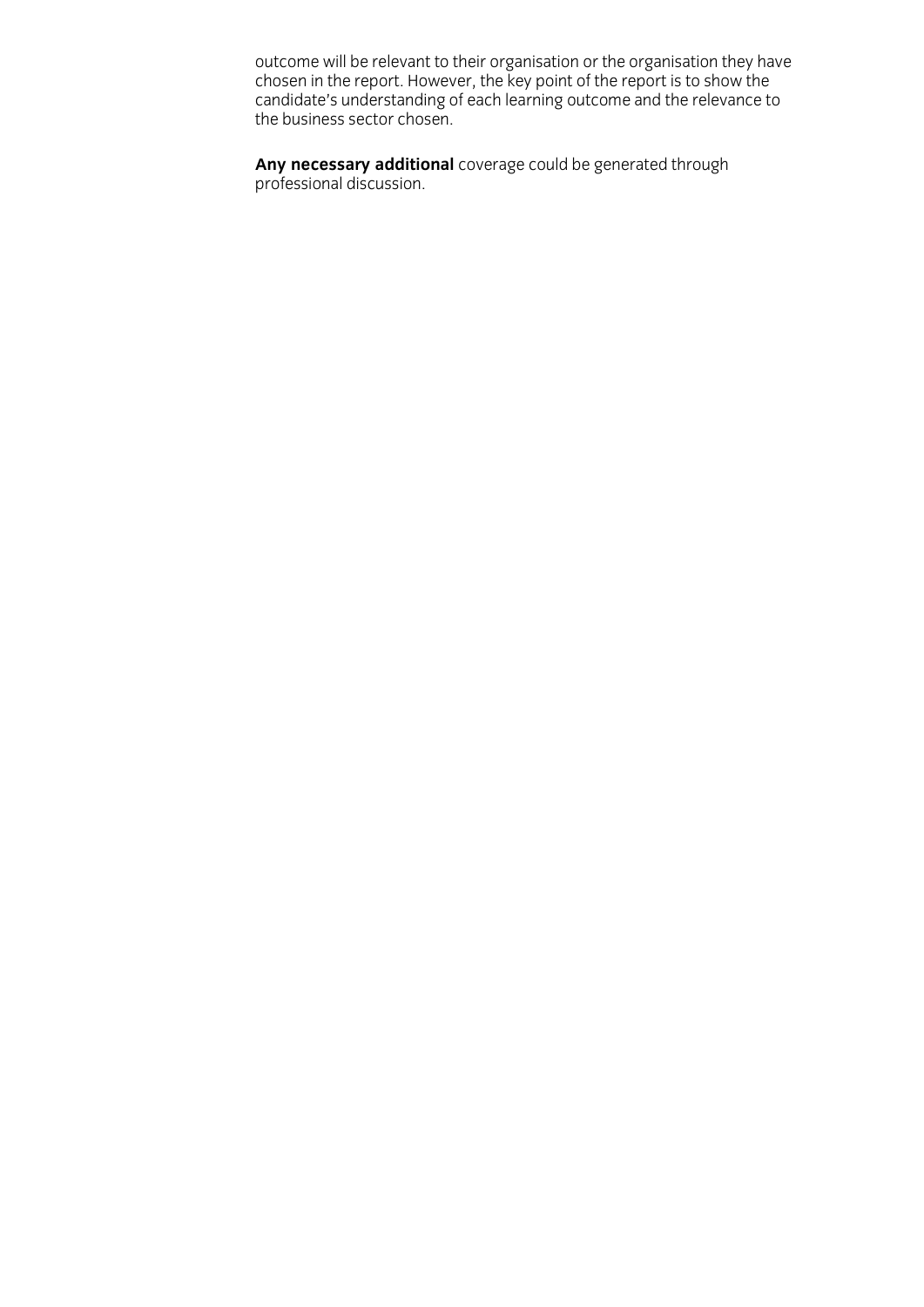outcome will be relevant to their organisation or the organisation they have chosen in the report. However, the key point of the report is to show the candidate's understanding of each learning outcome and the relevance to the business sector chosen.

**Any necessary additional** coverage could be generated through professional discussion.